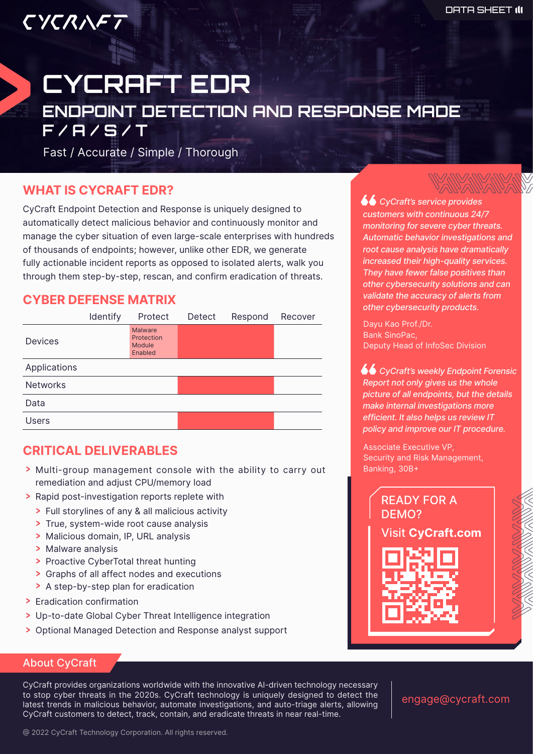CYCRAFT

DATA SHEET

# CYCRAFT EDR

## ENDPOINT DETECTION AND RESPONSE MADE F / A / S / T

Fast / Accurate / Simple / Thorough

## WHAT IS CYCRAFT EDR?

CyCraft Endpoint Detection and Response is uniquely designed to automatically detect malicious behavior and continuously monitor and manage the cyber situation of even large-scale enterprises with hundreds of thousands of endpoints; however, unlike other EDR, we generate fully actionable incident reports as opposed to isolated alerts, walk you through them step-by-step, rescan, and confirm eradication of threats.

## CYBER DEFENSE MATRIX

| | Identify | Protect | Detect | Respond | Recover |
|---|---|---|---|---|---|
| Devices | | Malware Protection Module Enabled | | | |
| Applications | | | | | |
| Networks | | | | | |
| Data | | | | | |
| Users | | | | | |

## CRITICAL DELIVERABLES

- Multi-group management console with the ability to carry out remediation and adjust CPU/memory load
- Rapid post-investigation reports replete with
  - Full storylines of any & all malicious activity
  - True, system-wide root cause analysis
  - Malicious domain, IP, URL analysis
  - Malware analysis
  - Proactive CyberTotal threat hunting
  - Graphs of all affect nodes and executions
  - A step-by-step plan for eradication
- Eradication confirmation
- Up-to-date Global Cyber Threat Intelligence integration
- Optional Managed Detection and Response analyst support

> *CyCraft's service provides customers with continuous 24/7 monitoring for severe cyber threats. Automatic behavior investigations and root cause analysis have dramatically increased their high-quality services. They have fewer false positives than other cybersecurity solutions and can validate the accuracy of alerts from other cybersecurity products.*
>
> Dayu Kao Prof./Dr.
> Bank SinoPac,
> Deputy Head of InfoSec Division

> *CyCraft's weekly Endpoint Forensic Report not only gives us the whole picture of all endpoints, but the details make internal investigations more efficient. It also helps us review IT policy and improve our IT procedure.*
>
> Associate Executive VP,
> Security and Risk Management,
> Banking, 30B+

READY FOR A DEMO?

Visit **CyCraft.com**

## About CyCraft

CyCraft provides organizations worldwide with the innovative AI-driven technology necessary to stop cyber threats in the 2020s. CyCraft technology is uniquely designed to detect the latest trends in malicious behavior, automate investigations, and auto-triage alerts, allowing CyCraft customers to detect, track, contain, and eradicate threats in near real-time.

engage@cycraft.com

@ 2022 CyCraft Technology Corporation. All rights reserved.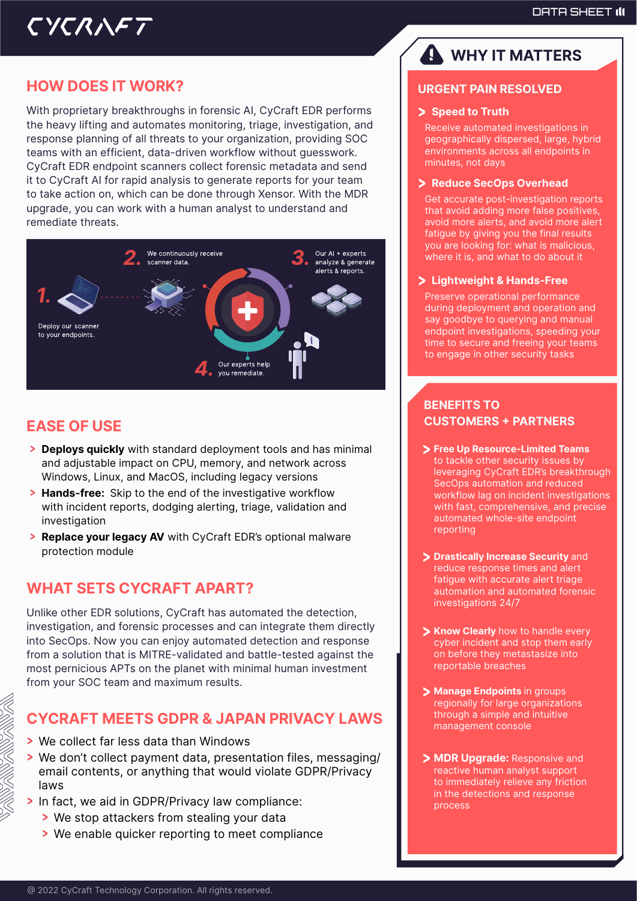CYCRAFT

DATA SHEET

## HOW DOES IT WORK?

With proprietary breakthroughs in forensic AI, CyCraft EDR performs the heavy lifting and automates monitoring, triage, investigation, and response planning of all threats to your organization, providing SOC teams with an efficient, data-driven workflow without guesswork. CyCraft EDR endpoint scanners collect forensic metadata and send it to CyCraft AI for rapid analysis to generate reports for your team to take action on, which can be done through Xensor. With the MDR upgrade, you can work with a human analyst to understand and remediate threats.

1. Deploy our scanner to your endpoints.

2. We continuously receive scanner data.

3. Our AI + experts analyze & generate alerts & reports.

4. Our experts help you remediate.

## EASE OF USE

- **Deploys quickly** with standard deployment tools and has minimal and adjustable impact on CPU, memory, and network across Windows, Linux, and MacOS, including legacy versions
- **Hands-free:** Skip to the end of the investigative workflow with incident reports, dodging alerting, triage, validation and investigation
- **Replace your legacy AV** with CyCraft EDR's optional malware protection module

## WHAT SETS CYCRAFT APART?

Unlike other EDR solutions, CyCraft has automated the detection, investigation, and forensic processes and can integrate them directly into SecOps. Now you can enjoy automated detection and response from a solution that is MITRE-validated and battle-tested against the most pernicious APTs on the planet with minimal human investment from your SOC team and maximum results.

## CYCRAFT MEETS GDPR & JAPAN PRIVACY LAWS

- We collect far less data than Windows
- We don't collect payment data, presentation files, messaging/email contents, or anything that would violate GDPR/Privacy laws
- In fact, we aid in GDPR/Privacy law compliance:
  - We stop attackers from stealing your data
  - We enable quicker reporting to meet compliance

## WHY IT MATTERS

### URGENT PAIN RESOLVED

**> Speed to Truth**

Receive automated investigations in geographically dispersed, large, hybrid environments across all endpoints in minutes, not days

**> Reduce SecOps Overhead**

Get accurate post-investigation reports that avoid adding more false positives, avoid more alerts, and avoid more alert fatigue by giving you the final results you are looking for: what is malicious, where it is, and what to do about it

**> Lightweight & Hands-Free**

Preserve operational performance during deployment and operation and say goodbye to querying and manual endpoint investigations, speeding your time to secure and freeing your teams to engage in other security tasks

### BENEFITS TO CUSTOMERS + PARTNERS

- **Free Up Resource-Limited Teams** to tackle other security issues by leveraging CyCraft EDR's breakthrough SecOps automation and reduced workflow lag on incident investigations with fast, comprehensive, and precise automated whole-site endpoint reporting
- **Drastically Increase Security** and reduce response times and alert fatigue with accurate alert triage automation and automated forensic investigations 24/7
- **Know Clearly** how to handle every cyber incident and stop them early on before they metastasize into reportable breaches
- **Manage Endpoints** in groups regionally for large organizations through a simple and intuitive management console
- **MDR Upgrade:** Responsive and reactive human analyst support to immediately relieve any friction in the detections and response process

@ 2022 CyCraft Technology Corporation. All rights reserved.